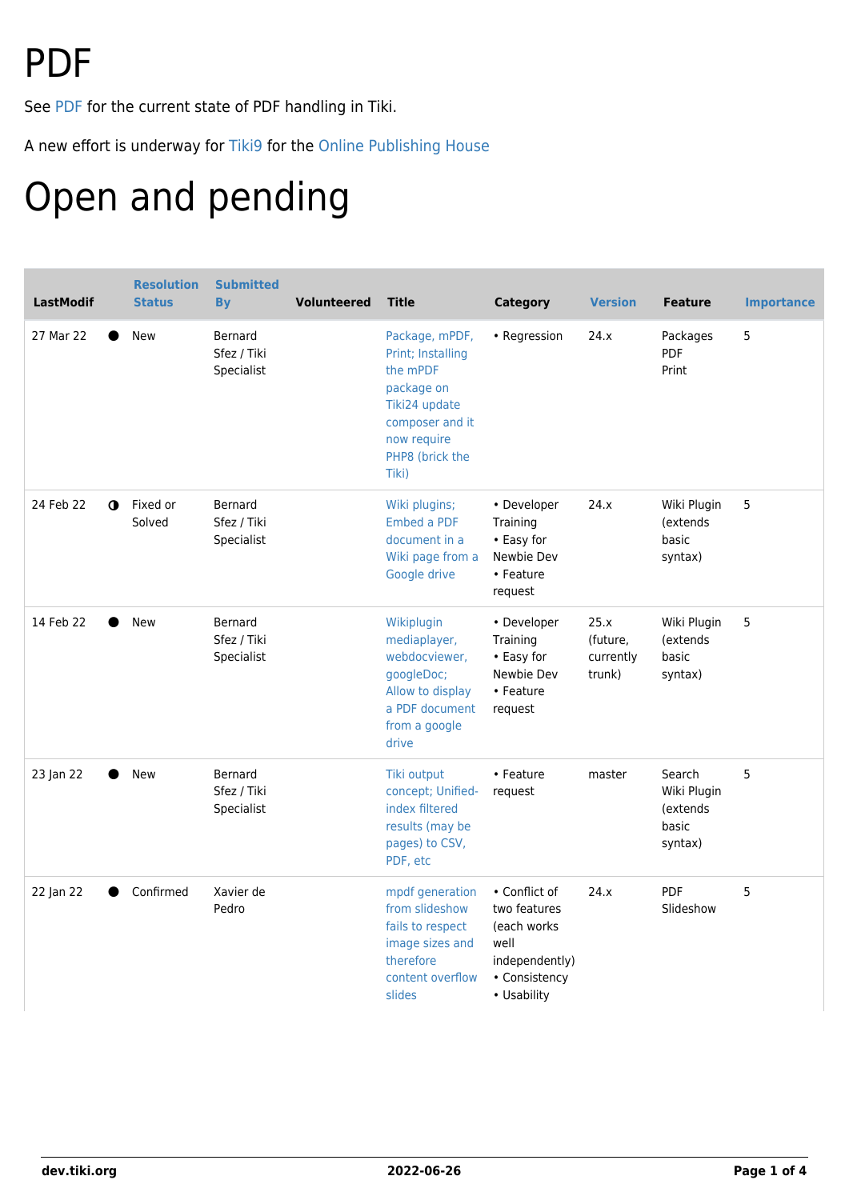# PDF

See PDF for the current state of PDF handling in Tiki.

A new effort is underway for Tiki9 for the Online Publishing House

# Open and pending

| LastModif | | Resolution Status | Submitted By | Volunteered | Title | Category | Version | Feature | Importance |
|---|---|---|---|---|---|---|---|---|---|
| 27 Mar 22 | ● | New | Bernard Sfez / Tiki Specialist | | Package, mPDF, Print; Installing the mPDF package on Tiki24 update composer and it now require PHP8 (brick the Tiki) | • Regression | 24.x | Packages PDF Print | 5 |
| 24 Feb 22 | ◑ | Fixed or Solved | Bernard Sfez / Tiki Specialist | | Wiki plugins; Embed a PDF document in a Wiki page from a Google drive | • Developer Training • Easy for Newbie Dev • Feature request | 24.x | Wiki Plugin (extends basic syntax) | 5 |
| 14 Feb 22 | ● | New | Bernard Sfez / Tiki Specialist | | Wikiplugin mediaplayer, webdocviewer, googleDoc; Allow to display a PDF document from a google drive | • Developer Training • Easy for Newbie Dev • Feature request | 25.x (future, currently trunk) | Wiki Plugin (extends basic syntax) | 5 |
| 23 Jan 22 | ● | New | Bernard Sfez / Tiki Specialist | | Tiki output concept; Unified-index filtered results (may be pages) to CSV, PDF, etc | • Feature request | master | Search Wiki Plugin (extends basic syntax) | 5 |
| 22 Jan 22 | ● | Confirmed | Xavier de Pedro | | mpdf generation from slideshow fails to respect image sizes and therefore content overflow slides | • Conflict of two features (each works well independently) • Consistency • Usability | 24.x | PDF Slideshow | 5 |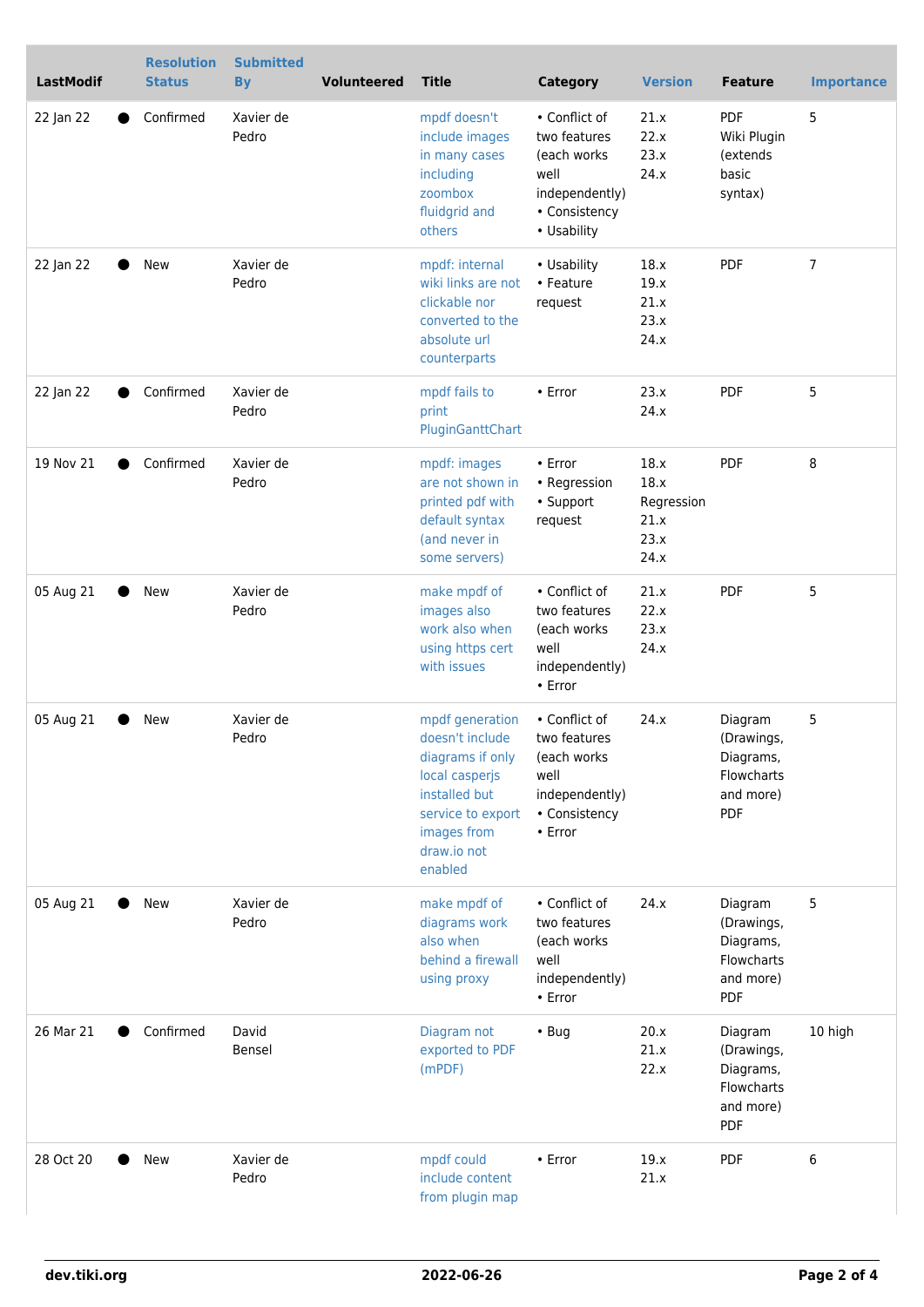| LastModif | | Resolution Status | Submitted By | Volunteered | Title | Category | Version | Feature | Importance |
|---|---|---|---|---|---|---|---|---|---|
| 22 Jan 22 | ● | Confirmed | Xavier de Pedro | | mpdf doesn't include images in many cases including zoombox fluidgrid and others | • Conflict of two features (each works well independently) • Consistency • Usability | 21.x 22.x 23.x 24.x | PDF Wiki Plugin (extends basic syntax) | 5 |
| 22 Jan 22 | ● | New | Xavier de Pedro | | mpdf: internal wiki links are not clickable nor converted to the absolute url counterparts | • Usability • Feature request | 18.x 19.x 21.x 23.x 24.x | PDF | 7 |
| 22 Jan 22 | ● | Confirmed | Xavier de Pedro | | mpdf fails to print PluginGanttChart | • Error | 23.x 24.x | PDF | 5 |
| 19 Nov 21 | ● | Confirmed | Xavier de Pedro | | mpdf: images are not shown in printed pdf with default syntax (and never in some servers) | • Error • Regression • Support request | 18.x 18.x Regression 21.x 23.x 24.x | PDF | 8 |
| 05 Aug 21 | ● | New | Xavier de Pedro | | make mpdf of images also work also when using https cert with issues | • Conflict of two features (each works well independently) • Error | 21.x 22.x 23.x 24.x | PDF | 5 |
| 05 Aug 21 | ● | New | Xavier de Pedro | | mpdf generation doesn't include diagrams if only local casperjs installed but service to export images from draw.io not enabled | • Conflict of two features (each works well independently) • Consistency • Error | 24.x | Diagram (Drawings, Diagrams, Flowcharts and more) PDF | 5 |
| 05 Aug 21 | ● | New | Xavier de Pedro | | make mpdf of diagrams work also when behind a firewall using proxy | • Conflict of two features (each works well independently) • Error | 24.x | Diagram (Drawings, Diagrams, Flowcharts and more) PDF | 5 |
| 26 Mar 21 | ● | Confirmed | David Bensel | | Diagram not exported to PDF (mPDF) | • Bug | 20.x 21.x 22.x | Diagram (Drawings, Diagrams, Flowcharts and more) PDF | 10 high |
| 28 Oct 20 | ● | New | Xavier de Pedro | | mpdf could include content from plugin map | • Error | 19.x 21.x | PDF | 6 |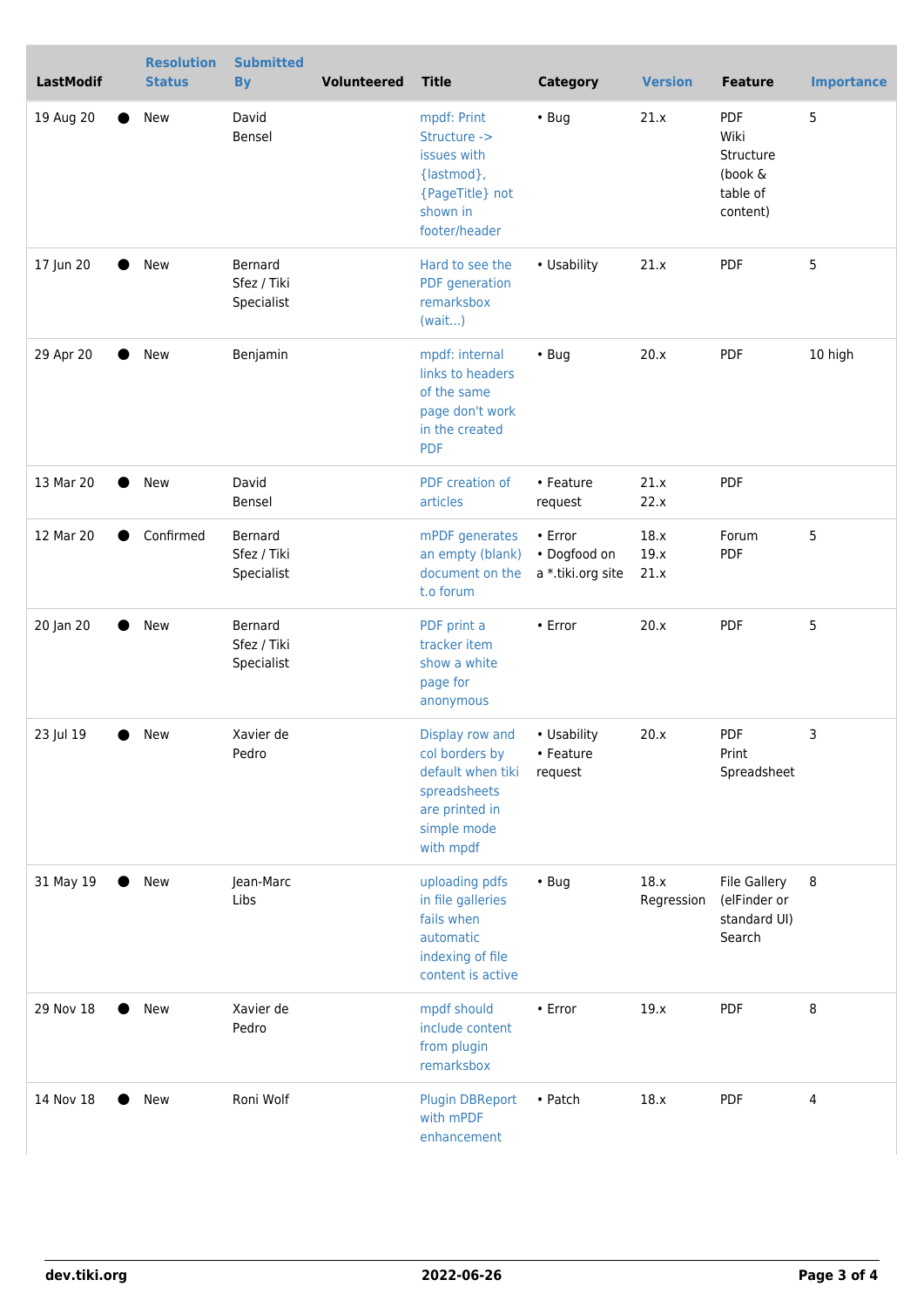| LastModif | Resolution Status | Submitted By | Volunteered | Title | Category | Version | Feature | Importance |
|---|---|---|---|---|---|---|---|---|
| 19 Aug 20 | ● New | David Bensel | | mpdf: Print Structure -> issues with {lastmod}, {PageTitle} not shown in footer/header | • Bug | 21.x | PDF Wiki Structure (book & table of content) | 5 |
| 17 Jun 20 | ● New | Bernard Sfez / Tiki Specialist | | Hard to see the PDF generation remarksbox (wait...) | • Usability | 21.x | PDF | 5 |
| 29 Apr 20 | ● New | Benjamin | | mpdf: internal links to headers of the same page don't work in the created PDF | • Bug | 20.x | PDF | 10 high |
| 13 Mar 20 | ● New | David Bensel | | PDF creation of articles | • Feature request | 21.x 22.x | PDF | |
| 12 Mar 20 | ● Confirmed | Bernard Sfez / Tiki Specialist | | mPDF generates an empty (blank) document on the t.o forum | • Error • Dogfood on a *.tiki.org site | 18.x 19.x 21.x | Forum PDF | 5 |
| 20 Jan 20 | ● New | Bernard Sfez / Tiki Specialist | | PDF print a tracker item show a white page for anonymous | • Error | 20.x | PDF | 5 |
| 23 Jul 19 | ● New | Xavier de Pedro | | Display row and col borders by default when tiki spreadsheets are printed in simple mode with mpdf | • Usability • Feature request | 20.x | PDF Print Spreadsheet | 3 |
| 31 May 19 | ● New | Jean-Marc Libs | | uploading pdfs in file galleries fails when automatic indexing of file content is active | • Bug | 18.x Regression | File Gallery (elFinder or standard UI) Search | 8 |
| 29 Nov 18 | ● New | Xavier de Pedro | | mpdf should include content from plugin remarksbox | • Error | 19.x | PDF | 8 |
| 14 Nov 18 | ● New | Roni Wolf | | Plugin DBReport with mPDF enhancement | • Patch | 18.x | PDF | 4 |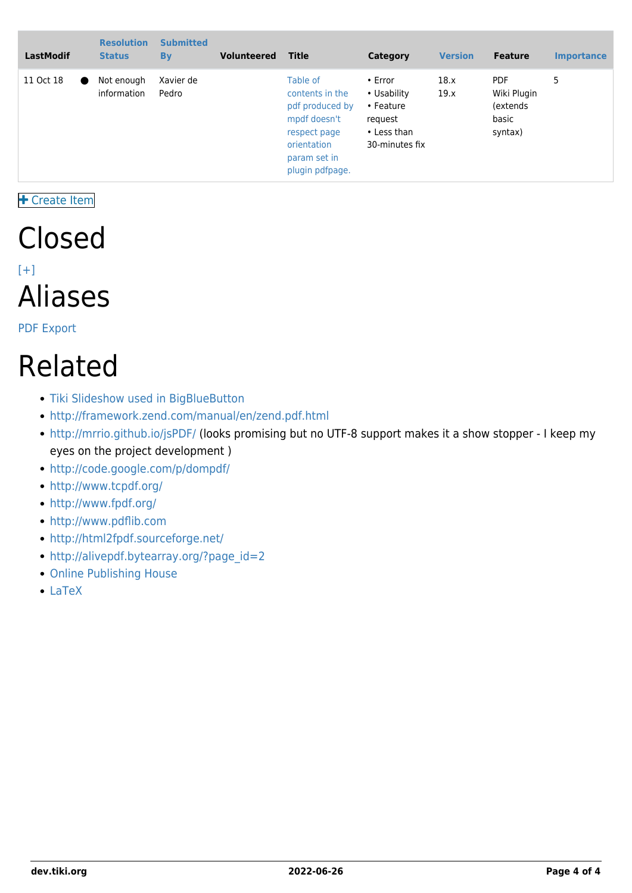| LastModif | | Resolution Status | Submitted By | Volunteered | Title | Category | Version | Feature | Importance |
|---|---|---|---|---|---|---|---|---|---|
| 11 Oct 18 | ● | Not enough information | Xavier de Pedro | | Table of contents in the pdf produced by mpdf doesn't respect page orientation param set in plugin pdfpage. | • Error<br>• Usability<br>• Feature request<br>• Less than 30-minutes fix | 18.x<br>19.x | PDF<br>Wiki Plugin (extends basic syntax) | 5 |

➕ Create Item

# Closed

[+]

# Aliases

PDF Export

# Related

- Tiki Slideshow used in BigBlueButton
- http://framework.zend.com/manual/en/zend.pdf.html
- http://mrrio.github.io/jsPDF/ (looks promising but no UTF-8 support makes it a show stopper - I keep my eyes on the project development )
- http://code.google.com/p/dompdf/
- http://www.tcpdf.org/
- http://www.fpdf.org/
- http://www.pdflib.com
- http://html2fpdf.sourceforge.net/
- http://alivepdf.bytearray.org/?page_id=2
- Online Publishing House
- LaTeX